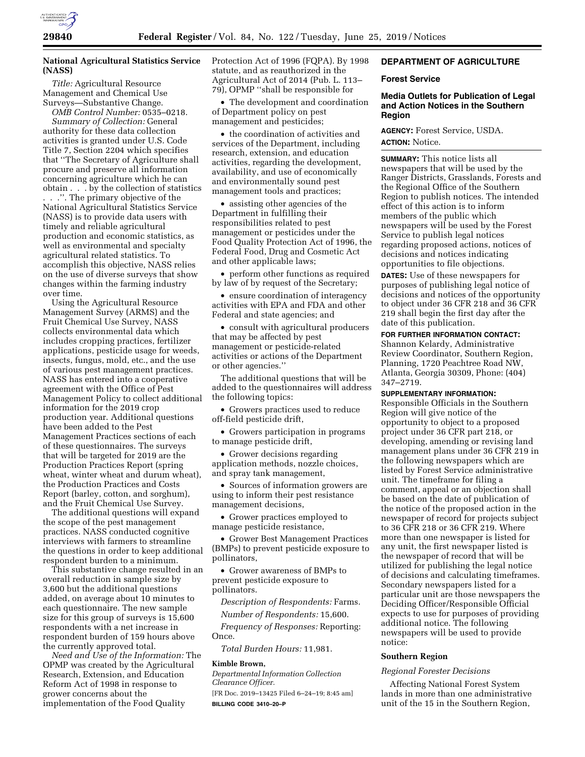**National Agricultural Statistics Service (NASS)**

*Title:* Agricultural Resource Management and Chemical Use Surveys—Substantive Change.

*OMB Control Number:* 0535–0218.

*Summary of Collection:* General authority for these data collection activities is granted under U.S. Code Title 7, Section 2204 which specifies that ''The Secretary of Agriculture shall procure and preserve all information concerning agriculture which he can obtain . . . by the collection of statistics . . .''. The primary objective of the National Agricultural Statistics Service (NASS) is to provide data users with timely and reliable agricultural production and economic statistics, as well as environmental and specialty agricultural related statistics. To accomplish this objective, NASS relies on the use of diverse surveys that show changes within the farming industry over time.

Using the Agricultural Resource Management Survey (ARMS) and the Fruit Chemical Use Survey, NASS collects environmental data which includes cropping practices, fertilizer applications, pesticide usage for weeds, insects, fungus, mold, etc., and the use of various pest management practices. NASS has entered into a cooperative agreement with the Office of Pest Management Policy to collect additional information for the 2019 crop production year. Additional questions have been added to the Pest Management Practices sections of each of these questionnaires. The surveys that will be targeted for 2019 are the Production Practices Report (spring wheat, winter wheat and durum wheat), the Production Practices and Costs Report (barley, cotton, and sorghum), and the Fruit Chemical Use Survey.

The additional questions will expand the scope of the pest management practices. NASS conducted cognitive interviews with farmers to streamline the questions in order to keep additional respondent burden to a minimum.

This substantive change resulted in an overall reduction in sample size by 3,600 but the additional questions added, on average about 10 minutes to each questionnaire. The new sample size for this group of surveys is 15,600 respondents with a net increase in respondent burden of 159 hours above the currently approved total.

*Need and Use of the Information:* The OPMP was created by the Agricultural Research, Extension, and Education Reform Act of 1998 in response to grower concerns about the implementation of the Food Quality Protection Act of 1996 (FQPA). By 1998 statute, and as reauthorized in the Agricultural Act of 2014 (Pub. L. 113–79), OPMP ''shall be responsible for

- The development and coordination of Department policy on pest management and pesticides;
- the coordination of activities and services of the Department, including research, extension, and education activities, regarding the development, availability, and use of economically and environmentally sound pest management tools and practices;
- assisting other agencies of the Department in fulfilling their responsibilities related to pest management or pesticides under the Food Quality Protection Act of 1996, the Federal Food, Drug and Cosmetic Act and other applicable laws;
- perform other functions as required by law of by request of the Secretary;
- ensure coordination of interagency activities with EPA and FDA and other Federal and state agencies; and
- consult with agricultural producers that may be affected by pest management or pesticide-related activities or actions of the Department or other agencies.''

The additional questions that will be added to the questionnaires will address the following topics:

- Growers practices used to reduce off-field pesticide drift,
- Growers participation in programs to manage pesticide drift,
- Grower decisions regarding application methods, nozzle choices, and spray tank management,
- Sources of information growers are using to inform their pest resistance management decisions,
- Grower practices employed to manage pesticide resistance,
- Grower Best Management Practices (BMPs) to prevent pesticide exposure to pollinators,
- Grower awareness of BMPs to prevent pesticide exposure to pollinators.

*Description of Respondents:* Farms.

*Number of Respondents:* 15,600.

*Frequency of Responses:* Reporting: Once.

*Total Burden Hours:* 11,981.

**Kimble Brown,**

*Departmental Information Collection Clearance Officer.*

[FR Doc. 2019–13425 Filed 6–24–19; 8:45 am]

**BILLING CODE 3410–20–P**

## DEPARTMENT OF AGRICULTURE

### Forest Service

### Media Outlets for Publication of Legal and Action Notices in the Southern Region

**AGENCY:** Forest Service, USDA.

**ACTION:** Notice.

**SUMMARY:** This notice lists all newspapers that will be used by the Ranger Districts, Grasslands, Forests and the Regional Office of the Southern Region to publish notices. The intended effect of this action is to inform members of the public which newspapers will be used by the Forest Service to publish legal notices regarding proposed actions, notices of decisions and notices indicating opportunities to file objections.

**DATES:** Use of these newspapers for purposes of publishing legal notice of decisions and notices of the opportunity to object under 36 CFR 218 and 36 CFR 219 shall begin the first day after the date of this publication.

**FOR FURTHER INFORMATION CONTACT:** Shannon Kelardy, Administrative Review Coordinator, Southern Region, Planning, 1720 Peachtree Road NW, Atlanta, Georgia 30309, Phone: (404) 347–2719.

**SUPPLEMENTARY INFORMATION:** Responsible Officials in the Southern Region will give notice of the opportunity to object to a proposed project under 36 CFR part 218, or developing, amending or revising land management plans under 36 CFR 219 in the following newspapers which are listed by Forest Service administrative unit. The timeframe for filing a comment, appeal or an objection shall be based on the date of publication of the notice of the proposed action in the newspaper of record for projects subject to 36 CFR 218 or 36 CFR 219. Where more than one newspaper is listed for any unit, the first newspaper listed is the newspaper of record that will be utilized for publishing the legal notice of decisions and calculating timeframes. Secondary newspapers listed for a particular unit are those newspapers the Deciding Officer/Responsible Official expects to use for purposes of providing additional notice. The following newspapers will be used to provide notice:

### Southern Region

*Regional Forester Decisions*

Affecting National Forest System lands in more than one administrative unit of the 15 in the Southern Region,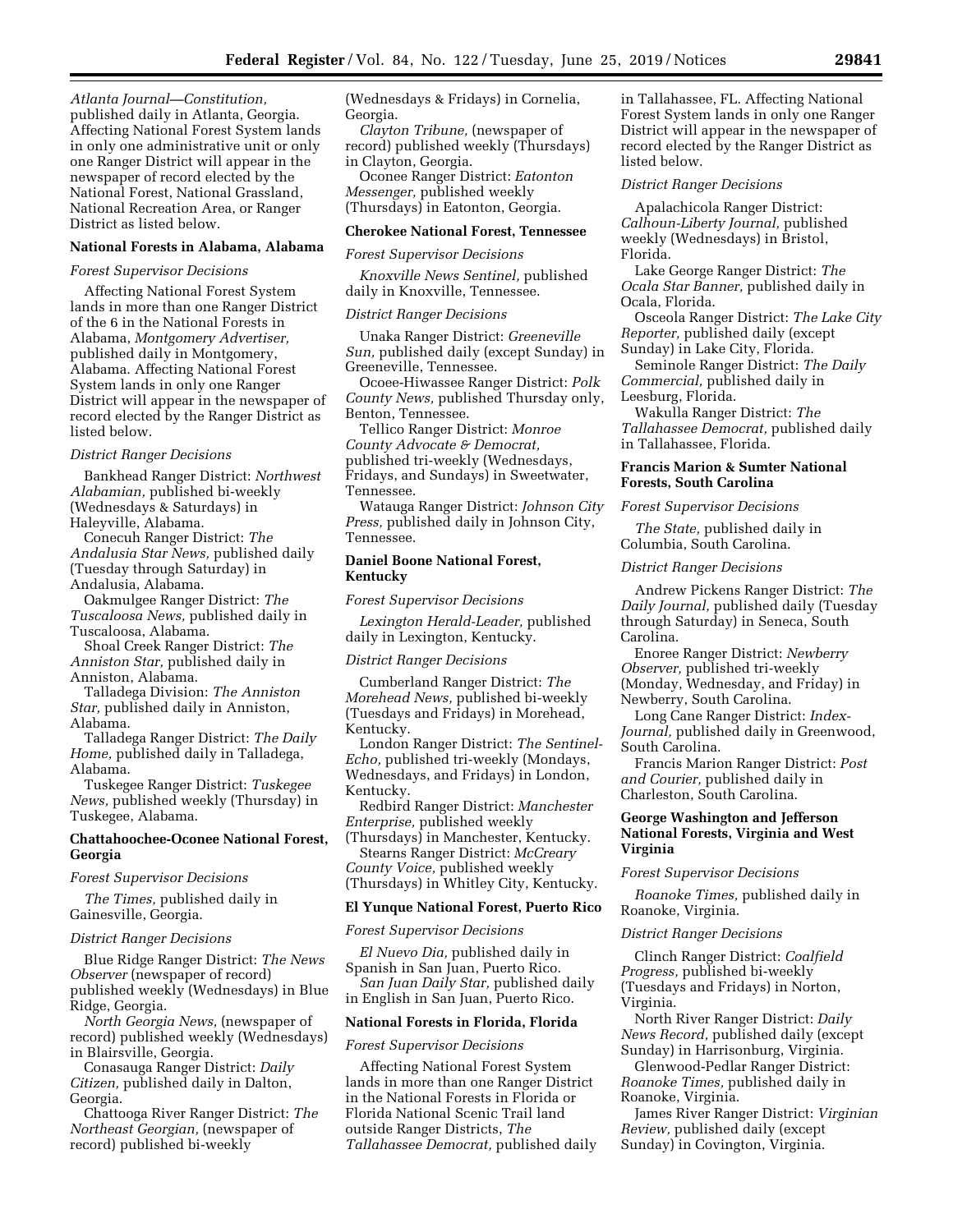*Atlanta Journal—Constitution,* published daily in Atlanta, Georgia. Affecting National Forest System lands in only one administrative unit or only one Ranger District will appear in the newspaper of record elected by the National Forest, National Grassland, National Recreation Area, or Ranger District as listed below.

**National Forests in Alabama, Alabama**

*Forest Supervisor Decisions*

Affecting National Forest System lands in more than one Ranger District of the 6 in the National Forests in Alabama, *Montgomery Advertiser,* published daily in Montgomery, Alabama. Affecting National Forest System lands in only one Ranger District will appear in the newspaper of record elected by the Ranger District as listed below.

*District Ranger Decisions*

Bankhead Ranger District: *Northwest Alabamian,* published bi-weekly (Wednesdays & Saturdays) in Haleyville, Alabama.

Conecuh Ranger District: *The Andalusia Star News,* published daily (Tuesday through Saturday) in Andalusia, Alabama.

Oakmulgee Ranger District: *The Tuscaloosa News,* published daily in Tuscaloosa, Alabama.

Shoal Creek Ranger District: *The Anniston Star,* published daily in Anniston, Alabama.

Talladega Division: *The Anniston Star,* published daily in Anniston, Alabama.

Talladega Ranger District: *The Daily Home,* published daily in Talladega, Alabama.

Tuskegee Ranger District: *Tuskegee News,* published weekly (Thursday) in Tuskegee, Alabama.

**Chattahoochee-Oconee National Forest, Georgia**

*Forest Supervisor Decisions*

*The Times,* published daily in Gainesville, Georgia.

*District Ranger Decisions*

Blue Ridge Ranger District: *The News Observer* (newspaper of record) published weekly (Wednesdays) in Blue Ridge, Georgia.

*North Georgia News,* (newspaper of record) published weekly (Wednesdays) in Blairsville, Georgia.

Conasauga Ranger District: *Daily Citizen,* published daily in Dalton, Georgia.

Chattooga River Ranger District: *The Northeast Georgian,* (newspaper of record) published bi-weekly (Wednesdays & Fridays) in Cornelia, Georgia.

*Clayton Tribune,* (newspaper of record) published weekly (Thursdays) in Clayton, Georgia.

Oconee Ranger District: *Eatonton Messenger,* published weekly (Thursdays) in Eatonton, Georgia.

**Cherokee National Forest, Tennessee**

*Forest Supervisor Decisions*

*Knoxville News Sentinel,* published daily in Knoxville, Tennessee.

*District Ranger Decisions*

Unaka Ranger District: *Greeneville Sun,* published daily (except Sunday) in Greeneville, Tennessee.

Ocoee-Hiwassee Ranger District: *Polk County News,* published Thursday only, Benton, Tennessee.

Tellico Ranger District: *Monroe County Advocate & Democrat,* published tri-weekly (Wednesdays, Fridays, and Sundays) in Sweetwater, Tennessee.

Watauga Ranger District: *Johnson City Press,* published daily in Johnson City, Tennessee.

**Daniel Boone National Forest, Kentucky**

*Forest Supervisor Decisions*

*Lexington Herald-Leader,* published daily in Lexington, Kentucky.

*District Ranger Decisions*

Cumberland Ranger District: *The Morehead News,* published bi-weekly (Tuesdays and Fridays) in Morehead, Kentucky.

London Ranger District: *The Sentinel-Echo,* published tri-weekly (Mondays, Wednesdays, and Fridays) in London, Kentucky.

Redbird Ranger District: *Manchester Enterprise,* published weekly (Thursdays) in Manchester, Kentucky.

Stearns Ranger District: *McCreary County Voice,* published weekly (Thursdays) in Whitley City, Kentucky.

**El Yunque National Forest, Puerto Rico**

*Forest Supervisor Decisions*

*El Nuevo Dia,* published daily in Spanish in San Juan, Puerto Rico.

*San Juan Daily Star,* published daily in English in San Juan, Puerto Rico.

**National Forests in Florida, Florida**

*Forest Supervisor Decisions*

Affecting National Forest System lands in more than one Ranger District in the National Forests in Florida or Florida National Scenic Trail land outside Ranger Districts, *The Tallahassee Democrat,* published daily in Tallahassee, FL. Affecting National Forest System lands in only one Ranger District will appear in the newspaper of record elected by the Ranger District as listed below.

*District Ranger Decisions*

Apalachicola Ranger District: *Calhoun-Liberty Journal,* published weekly (Wednesdays) in Bristol, Florida.

Lake George Ranger District: *The Ocala Star Banner,* published daily in Ocala, Florida.

Osceola Ranger District: *The Lake City Reporter,* published daily (except Sunday) in Lake City, Florida.

Seminole Ranger District: *The Daily Commercial,* published daily in Leesburg, Florida.

Wakulla Ranger District: *The Tallahassee Democrat,* published daily in Tallahassee, Florida.

**Francis Marion & Sumter National Forests, South Carolina**

*Forest Supervisor Decisions*

*The State,* published daily in Columbia, South Carolina.

*District Ranger Decisions*

Andrew Pickens Ranger District: *The Daily Journal,* published daily (Tuesday through Saturday) in Seneca, South Carolina.

Enoree Ranger District: *Newberry Observer,* published tri-weekly (Monday, Wednesday, and Friday) in Newberry, South Carolina.

Long Cane Ranger District: *Index-Journal,* published daily in Greenwood, South Carolina.

Francis Marion Ranger District: *Post and Courier,* published daily in Charleston, South Carolina.

**George Washington and Jefferson National Forests, Virginia and West Virginia**

*Forest Supervisor Decisions*

*Roanoke Times,* published daily in Roanoke, Virginia.

*District Ranger Decisions*

Clinch Ranger District: *Coalfield Progress,* published bi-weekly (Tuesdays and Fridays) in Norton, Virginia.

North River Ranger District: *Daily News Record,* published daily (except Sunday) in Harrisonburg, Virginia.

Glenwood-Pedlar Ranger District: *Roanoke Times,* published daily in Roanoke, Virginia.

James River Ranger District: *Virginian Review,* published daily (except Sunday) in Covington, Virginia.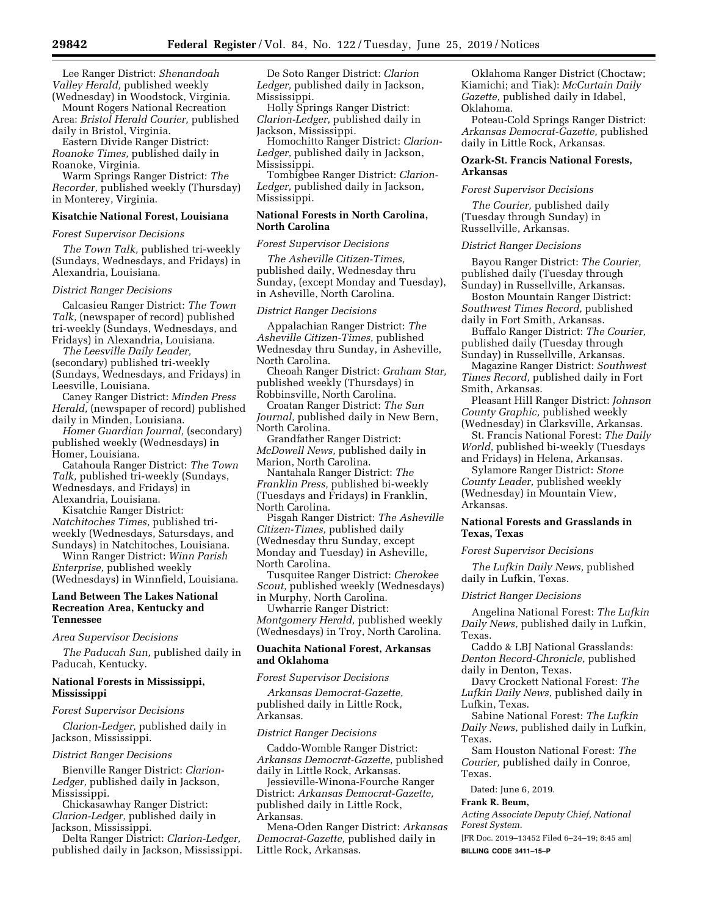Lee Ranger District: *Shenandoah Valley Herald,* published weekly (Wednesday) in Woodstock, Virginia.

Mount Rogers National Recreation Area: *Bristol Herald Courier,* published daily in Bristol, Virginia.

Eastern Divide Ranger District: *Roanoke Times,* published daily in Roanoke, Virginia.

Warm Springs Ranger District: *The Recorder,* published weekly (Thursday) in Monterey, Virginia.

### Kisatchie National Forest, Louisiana

*Forest Supervisor Decisions*

*The Town Talk,* published tri-weekly (Sundays, Wednesdays, and Fridays) in Alexandria, Louisiana.

*District Ranger Decisions*

Calcasieu Ranger District: *The Town Talk,* (newspaper of record) published tri-weekly (Sundays, Wednesdays, and Fridays) in Alexandria, Louisiana.

*The Leesville Daily Leader,* (secondary) published tri-weekly (Sundays, Wednesdays, and Fridays) in Leesville, Louisiana.

Caney Ranger District: *Minden Press Herald,* (newspaper of record) published daily in Minden, Louisiana.

*Homer Guardian Journal,* (secondary) published weekly (Wednesdays) in Homer, Louisiana.

Catahoula Ranger District: *The Town Talk,* published tri-weekly (Sundays, Wednesdays, and Fridays) in Alexandria, Louisiana.

Kisatchie Ranger District: *Natchitoches Times,* published tri-weekly (Wednesdays, Saturdays, and Sundays) in Natchitoches, Louisiana.

Winn Ranger District: *Winn Parish Enterprise,* published weekly (Wednesdays) in Winnfield, Louisiana.

### Land Between The Lakes National Recreation Area, Kentucky and Tennessee

*Area Supervisor Decisions*

*The Paducah Sun,* published daily in Paducah, Kentucky.

### National Forests in Mississippi, Mississippi

*Forest Supervisor Decisions*

*Clarion-Ledger,* published daily in Jackson, Mississippi.

*District Ranger Decisions*

Bienville Ranger District: *Clarion-Ledger,* published daily in Jackson, Mississippi.

Chickasawhay Ranger District: *Clarion-Ledger,* published daily in Jackson, Mississippi.

Delta Ranger District: *Clarion-Ledger,* published daily in Jackson, Mississippi.

De Soto Ranger District: *Clarion Ledger,* published daily in Jackson, Mississippi.

Holly Springs Ranger District: *Clarion-Ledger,* published daily in Jackson, Mississippi.

Homochitto Ranger District: *Clarion-Ledger,* published daily in Jackson, Mississippi.

Tombigbee Ranger District: *Clarion-Ledger,* published daily in Jackson, Mississippi.

### National Forests in North Carolina, North Carolina

*Forest Supervisor Decisions*

*The Asheville Citizen-Times,* published daily, Wednesday thru Sunday, (except Monday and Tuesday), in Asheville, North Carolina.

*District Ranger Decisions*

Appalachian Ranger District: *The Asheville Citizen-Times,* published Wednesday thru Sunday, in Asheville, North Carolina.

Cheoah Ranger District: *Graham Star,* published weekly (Thursdays) in Robbinsville, North Carolina.

Croatan Ranger District: *The Sun Journal,* published daily in New Bern, North Carolina.

Grandfather Ranger District: *McDowell News,* published daily in Marion, North Carolina.

Nantahala Ranger District: *The Franklin Press,* published bi-weekly (Tuesdays and Fridays) in Franklin, North Carolina.

Pisgah Ranger District: *The Asheville Citizen-Times,* published daily (Wednesday thru Sunday, except Monday and Tuesday) in Asheville, North Carolina.

Tusquitee Ranger District: *Cherokee Scout,* published weekly (Wednesdays) in Murphy, North Carolina.

Uwharrie Ranger District: *Montgomery Herald,* published weekly (Wednesdays) in Troy, North Carolina.

### Ouachita National Forest, Arkansas and Oklahoma

*Forest Supervisor Decisions*

*Arkansas Democrat-Gazette,* published daily in Little Rock, Arkansas.

*District Ranger Decisions*

Caddo-Womble Ranger District: *Arkansas Democrat-Gazette,* published daily in Little Rock, Arkansas.

Jessieville-Winona-Fourche Ranger District: *Arkansas Democrat-Gazette,* published daily in Little Rock, Arkansas.

Mena-Oden Ranger District: *Arkansas Democrat-Gazette,* published daily in Little Rock, Arkansas.

Oklahoma Ranger District (Choctaw; Kiamichi; and Tiak): *McCurtain Daily Gazette,* published daily in Idabel, Oklahoma.

Poteau-Cold Springs Ranger District: *Arkansas Democrat-Gazette,* published daily in Little Rock, Arkansas.

### Ozark-St. Francis National Forests, Arkansas

*Forest Supervisor Decisions*

*The Courier,* published daily (Tuesday through Sunday) in Russellville, Arkansas.

*District Ranger Decisions*

Bayou Ranger District: *The Courier,* published daily (Tuesday through Sunday) in Russellville, Arkansas.

Boston Mountain Ranger District: *Southwest Times Record,* published daily in Fort Smith, Arkansas.

Buffalo Ranger District: *The Courier,* published daily (Tuesday through Sunday) in Russellville, Arkansas.

Magazine Ranger District: *Southwest Times Record,* published daily in Fort Smith, Arkansas.

Pleasant Hill Ranger District: *Johnson County Graphic,* published weekly (Wednesday) in Clarksville, Arkansas.

St. Francis National Forest: *The Daily World,* published bi-weekly (Tuesdays and Fridays) in Helena, Arkansas.

Sylamore Ranger District: *Stone County Leader,* published weekly (Wednesday) in Mountain View, Arkansas.

### National Forests and Grasslands in Texas, Texas

*Forest Supervisor Decisions*

*The Lufkin Daily News,* published daily in Lufkin, Texas.

*District Ranger Decisions*

Angelina National Forest: *The Lufkin Daily News,* published daily in Lufkin, Texas.

Caddo & LBJ National Grasslands: *Denton Record-Chronicle,* published daily in Denton, Texas.

Davy Crockett National Forest: *The Lufkin Daily News,* published daily in Lufkin, Texas.

Sabine National Forest: *The Lufkin Daily News,* published daily in Lufkin, Texas.

Sam Houston National Forest: *The Courier,* published daily in Conroe, Texas.

Dated: June 6, 2019.

**Frank R. Beum,**

*Acting Associate Deputy Chief, National Forest System.*

[FR Doc. 2019–13452 Filed 6–24–19; 8:45 am]

**BILLING CODE 3411–15–P**